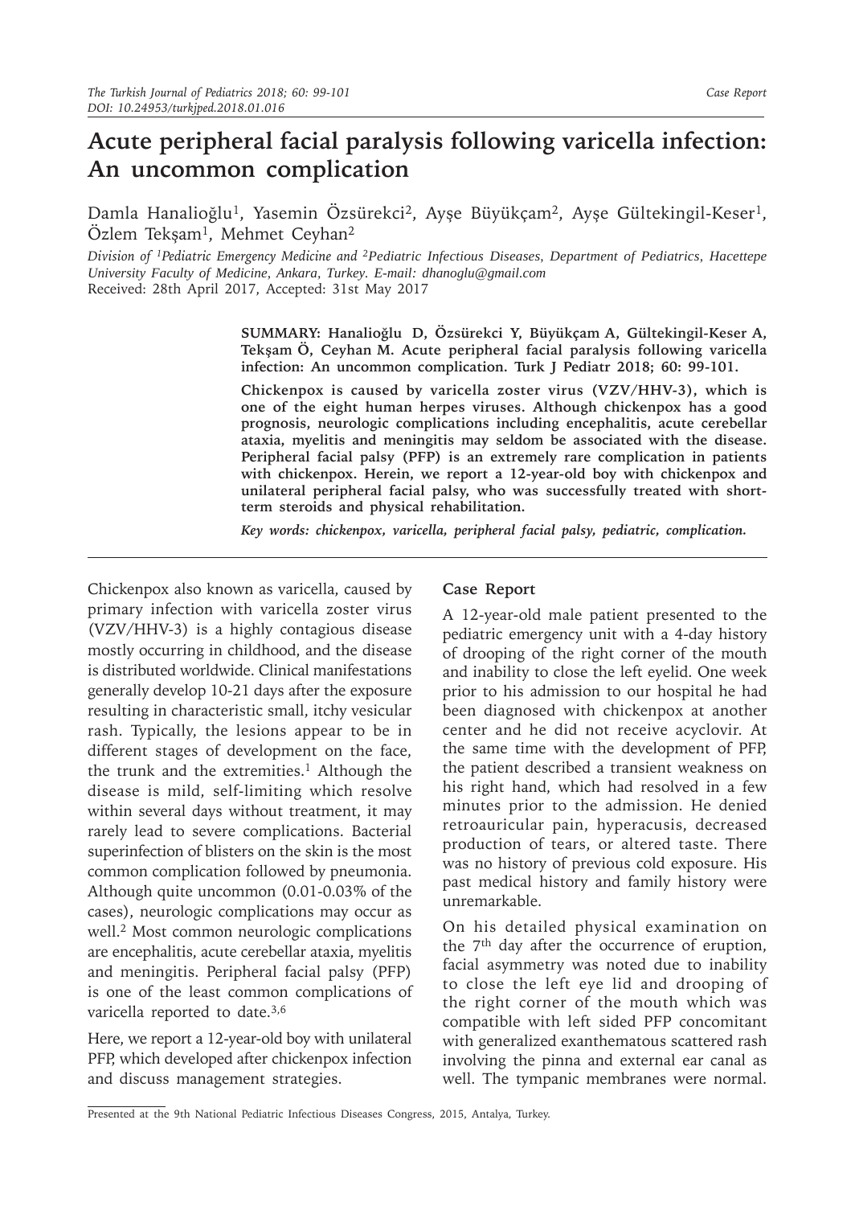# Acute peripheral facial paralysis following varicella infection: An uncommon complication

Damla Hanalioğlu[1], Yasemin Özsürekci[2], Ayşe Büyükçam[2], Ayşe Gültekingil-Keser[1], Özlem Tekşam[1], Mehmet Ceyhan[2]

*Division of [1]Pediatric Emergency Medicine and [2]Pediatric Infectious Diseases, Department of Pediatrics, Hacettepe University Faculty of Medicine, Ankara, Turkey. E-mail: dhanoglu@gmail.com*

Received: 28th April 2017, Accepted: 31st May 2017

**SUMMARY: Hanalioğlu D, Özsürekci Y, Büyükçam A, Gültekingil-Keser A, Tekşam Ö, Ceyhan M. Acute peripheral facial paralysis following varicella infection: An uncommon complication. Turk J Pediatr 2018; 60: 99-101.**

**Chickenpox is caused by varicella zoster virus (VZV/HHV-3), which is one of the eight human herpes viruses. Although chickenpox has a good prognosis, neurologic complications including encephalitis, acute cerebellar ataxia, myelitis and meningitis may seldom be associated with the disease. Peripheral facial palsy (PFP) is an extremely rare complication in patients with chickenpox. Herein, we report a 12-year-old boy with chickenpox and unilateral peripheral facial palsy, who was successfully treated with short-term steroids and physical rehabilitation.**

***Key words: chickenpox, varicella, peripheral facial palsy, pediatric, complication.***

Chickenpox also known as varicella, caused by primary infection with varicella zoster virus (VZV/HHV-3) is a highly contagious disease mostly occurring in childhood, and the disease is distributed worldwide. Clinical manifestations generally develop 10-21 days after the exposure resulting in characteristic small, itchy vesicular rash. Typically, the lesions appear to be in different stages of development on the face, the trunk and the extremities.[1] Although the disease is mild, self-limiting which resolve within several days without treatment, it may rarely lead to severe complications. Bacterial superinfection of blisters on the skin is the most common complication followed by pneumonia. Although quite uncommon (0.01-0.03% of the cases), neurologic complications may occur as well.[2] Most common neurologic complications are encephalitis, acute cerebellar ataxia, myelitis and meningitis. Peripheral facial palsy (PFP) is one of the least common complications of varicella reported to date.[3,6]

Here, we report a 12-year-old boy with unilateral PFP, which developed after chickenpox infection and discuss management strategies.

## Case Report

A 12-year-old male patient presented to the pediatric emergency unit with a 4-day history of drooping of the right corner of the mouth and inability to close the left eyelid. One week prior to his admission to our hospital he had been diagnosed with chickenpox at another center and he did not receive acyclovir. At the same time with the development of PFP, the patient described a transient weakness on his right hand, which had resolved in a few minutes prior to the admission. He denied retroauricular pain, hyperacusis, decreased production of tears, or altered taste. There was no history of previous cold exposure. His past medical history and family history were unremarkable.

On his detailed physical examination on the 7th day after the occurrence of eruption, facial asymmetry was noted due to inability to close the left eye lid and drooping of the right corner of the mouth which was compatible with left sided PFP concomitant with generalized exanthematous scattered rash involving the pinna and external ear canal as well. The tympanic membranes were normal.

Presented at the 9th National Pediatric Infectious Diseases Congress, 2015, Antalya, Turkey.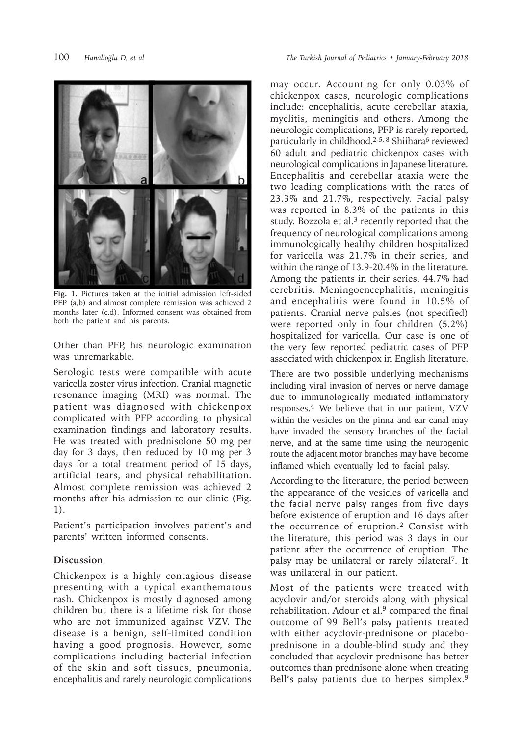Fig. 1. Pictures taken at the initial admission left-sided PFP (a,b) and almost complete remission was achieved 2 months later (c,d). Informed consent was obtained from both the patient and his parents.

Other than PFP, his neurologic examination was unremarkable.

Serologic tests were compatible with acute varicella zoster virus infection. Cranial magnetic resonance imaging (MRI) was normal. The patient was diagnosed with chickenpox complicated with PFP according to physical examination findings and laboratory results. He was treated with prednisolone 50 mg per day for 3 days, then reduced by 10 mg per 3 days for a total treatment period of 15 days, artificial tears, and physical rehabilitation. Almost complete remission was achieved 2 months after his admission to our clinic (Fig. 1).

Patient's participation involves patient's and parents' written informed consents.

## Discussion

Chickenpox is a highly contagious disease presenting with a typical exanthematous rash. Chickenpox is mostly diagnosed among children but there is a lifetime risk for those who are not immunized against VZV. The disease is a benign, self-limited condition having a good prognosis. However, some complications including bacterial infection of the skin and soft tissues, pneumonia, encephalitis and rarely neurologic complications may occur. Accounting for only 0.03% of chickenpox cases, neurologic complications include: encephalitis, acute cerebellar ataxia, myelitis, meningitis and others. Among the neurologic complications, PFP is rarely reported, particularly in childhood.[2-5, 8] Shiihara[6] reviewed 60 adult and pediatric chickenpox cases with neurological complications in Japanese literature. Encephalitis and cerebellar ataxia were the two leading complications with the rates of 23.3% and 21.7%, respectively. Facial palsy was reported in 8.3% of the patients in this study. Bozzola et al.[3] recently reported that the frequency of neurological complications among immunologically healthy children hospitalized for varicella was 21.7% in their series, and within the range of 13.9-20.4% in the literature. Among the patients in their series, 44.7% had cerebritis. Meningoencephalitis, meningitis and encephalitis were found in 10.5% of patients. Cranial nerve palsies (not specified) were reported only in four children (5.2%) hospitalized for varicella. Our case is one of the very few reported pediatric cases of PFP associated with chickenpox in English literature.

There are two possible underlying mechanisms including viral invasion of nerves or nerve damage due to immunologically mediated inflammatory responses.[4] We believe that in our patient, VZV within the vesicles on the pinna and ear canal may have invaded the sensory branches of the facial nerve, and at the same time using the neurogenic route the adjacent motor branches may have become inflamed which eventually led to facial palsy.

According to the literature, the period between the appearance of the vesicles of varicella and the facial nerve palsy ranges from five days before existence of eruption and 16 days after the occurrence of eruption.[2] Consist with the literature, this period was 3 days in our patient after the occurrence of eruption. The palsy may be unilateral or rarely bilateral[7]. It was unilateral in our patient.

Most of the patients were treated with acyclovir and/or steroids along with physical rehabilitation. Adour et al.[9] compared the final outcome of 99 Bell's palsy patients treated with either acyclovir-prednisone or placebo-prednisone in a double-blind study and they concluded that acyclovir-prednisone has better outcomes than prednisone alone when treating Bell's palsy patients due to herpes simplex.[9]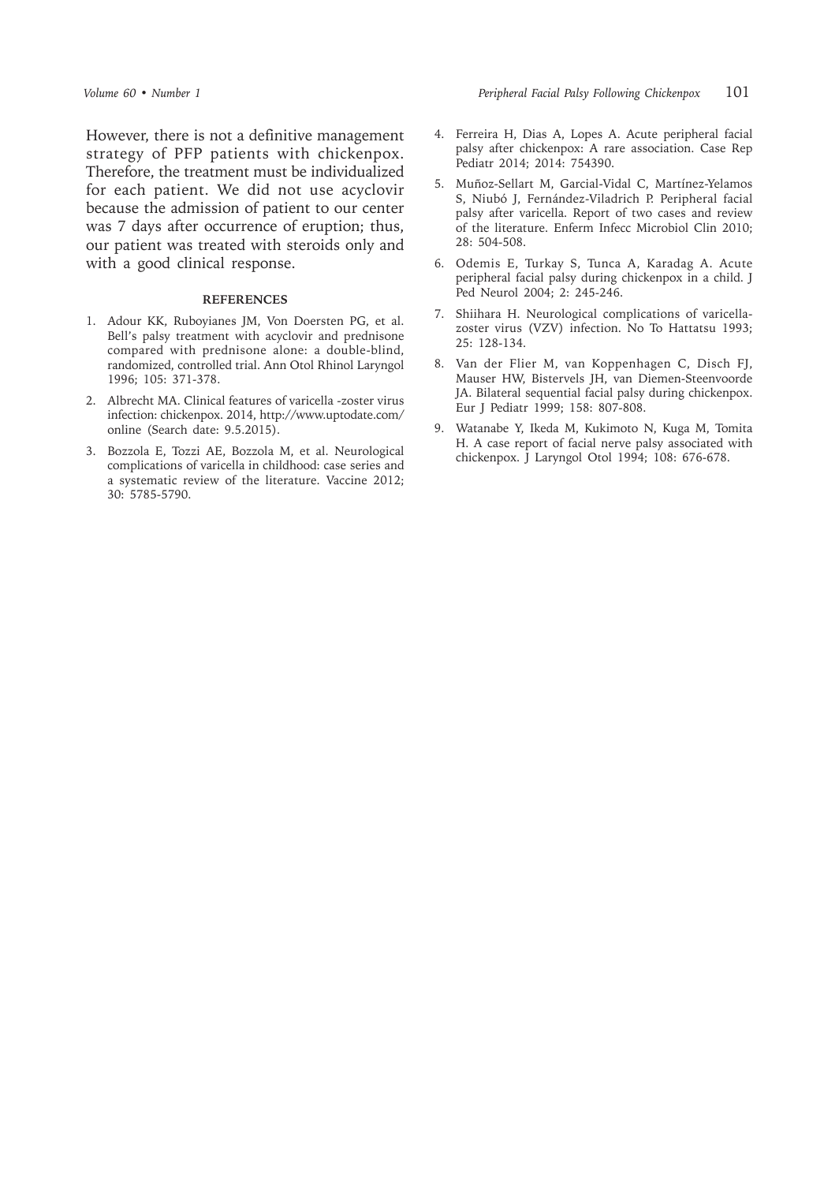However, there is not a definitive management strategy of PFP patients with chickenpox. Therefore, the treatment must be individualized for each patient. We did not use acyclovir because the admission of patient to our center was 7 days after occurrence of eruption; thus, our patient was treated with steroids only and with a good clinical response.

#### REFERENCES

1. Adour KK, Ruboyianes JM, Von Doersten PG, et al. Bell's palsy treatment with acyclovir and prednisone compared with prednisone alone: a double-blind, randomized, controlled trial. Ann Otol Rhinol Laryngol 1996; 105: 371-378.
2. Albrecht MA. Clinical features of varicella -zoster virus infection: chickenpox. 2014, http://www.uptodate.com/online (Search date: 9.5.2015).
3. Bozzola E, Tozzi AE, Bozzola M, et al. Neurological complications of varicella in childhood: case series and a systematic review of the literature. Vaccine 2012; 30: 5785-5790.
4. Ferreira H, Dias A, Lopes A. Acute peripheral facial palsy after chickenpox: A rare association. Case Rep Pediatr 2014; 2014: 754390.
5. Muñoz-Sellart M, Garcial-Vidal C, Martínez-Yelamos S, Niubó J, Fernández-Viladrich P. Peripheral facial palsy after varicella. Report of two cases and review of the literature. Enferm Infecc Microbiol Clin 2010; 28: 504-508.
6. Odemis E, Turkay S, Tunca A, Karadag A. Acute peripheral facial palsy during chickenpox in a child. J Ped Neurol 2004; 2: 245-246.
7. Shiihara H. Neurological complications of varicella-zoster virus (VZV) infection. No To Hattatsu 1993; 25: 128-134.
8. Van der Flier M, van Koppenhagen C, Disch FJ, Mauser HW, Bistervels JH, van Diemen-Steenvoorde JA. Bilateral sequential facial palsy during chickenpox. Eur J Pediatr 1999; 158: 807-808.
9. Watanabe Y, Ikeda M, Kukimoto N, Kuga M, Tomita H. A case report of facial nerve palsy associated with chickenpox. J Laryngol Otol 1994; 108: 676-678.